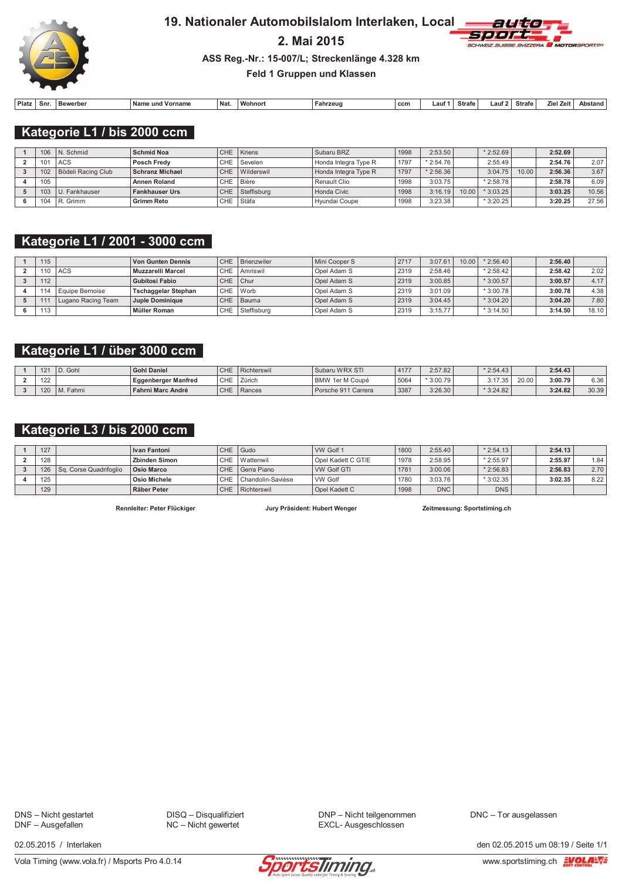# 19. Nationaler Automobilslalom Interlaken, Local

## 2. Mai 2015

**ASS Reg.-Nr.: 15-007/L; Streckenlänge 4.328 km**

**Feld 1 Gruppen und Klassen**

## Kategorie L1 / bis 2000 ccm

| Platz | Snr. | Bewerber | Name und Vorname | Nat. | Wohnort | Fahrzeug | ccm | Lauf 1 | Strafe | Lauf 2 | Strafe | Ziel Zeit | Abstand |
|---|---|---|---|---|---|---|---|---|---|---|---|---|---|
| 1 | 106 | N. Schmid | **Schmid Noa** | CHE | Kriens | Subaru BRZ | 1998 | 2:53.50 | | * 2:52.69 | | **2:52.69** | |
| 2 | 101 | ACS | **Posch Fredy** | CHE | Sevelen | Honda Integra Type R | 1797 | * 2:54.76 | | 2:55.49 | | **2:54.76** | 2.07 |
| 3 | 102 | Bödeli Racing Club | **Schranz Michael** | CHE | Wilderswil | Honda Integra Type R | 1797 | * 2:56.36 | | 3:04.75 | 10.00 | **2:56.36** | 3.67 |
| 4 | 105 | | **Annen Roland** | CHE | Bière | Renault Clio | 1998 | 3:03.75 | | * 2:58.78 | | **2:58.78** | 6.09 |
| 5 | 103 | U. Fankhauser | **Fankhauser Urs** | CHE | Steffisburg | Honda Civic | 1998 | 3:16.19 | 10.00 | * 3:03.25 | | **3:03.25** | 10.56 |
| 6 | 104 | R. Grimm | **Grimm Reto** | CHE | Stäfa | Hyundai Coupe | 1998 | 3:23.38 | | * 3:20.25 | | **3:20.25** | 27.56 |

## Kategorie L1 / 2001 - 3000 ccm

| Platz | Snr. | Bewerber | Name und Vorname | Nat. | Wohnort | Fahrzeug | ccm | Lauf 1 | Strafe | Lauf 2 | Strafe | Ziel Zeit | Abstand |
|---|---|---|---|---|---|---|---|---|---|---|---|---|---|
| 1 | 115 | | **Von Gunten Dennis** | CHE | Brienzwiler | Mini Cooper S | 2717 | 3:07.61 | 10.00 | * 2:56.40 | | **2:56.40** | |
| 2 | 110 | ACS | **Muzzarelli Marcel** | CHE | Amriswil | Opel Adam S | 2319 | 2:58.46 | | * 2:58.42 | | **2:58.42** | 2.02 |
| 3 | 112 | | **Gubitosi Fabio** | CHE | Chur | Opel Adam S | 2319 | 3:00.85 | | * 3:00.57 | | **3:00.57** | 4.17 |
| 4 | 114 | Equipe Bernoise | **Tschaggelar Stephan** | CHE | Worb | Opel Adam S | 2319 | 3:01.09 | | * 3:00.78 | | **3:00.78** | 4.38 |
| 5 | 111 | Lugano Racing Team | **Juple Dominique** | CHE | Bauma | Opel Adam S | 2319 | 3:04.45 | | * 3:04.20 | | **3:04.20** | 7.80 |
| 6 | 113 | | **Müller Roman** | CHE | Steffisburg | Opel Adam S | 2319 | 3:15.77 | | * 3:14.50 | | **3:14.50** | 18.10 |

## Kategorie L1 / über 3000 ccm

| Platz | Snr. | Bewerber | Name und Vorname | Nat. | Wohnort | Fahrzeug | ccm | Lauf 1 | Strafe | Lauf 2 | Strafe | Ziel Zeit | Abstand |
|---|---|---|---|---|---|---|---|---|---|---|---|---|---|
| 1 | 121 | D. Gohl | **Gohl Daniel** | CHE | Richterswil | Subaru WRX STI | 4177 | 2:57.82 | | * 2:54.43 | | **2:54.43** | |
| 2 | 122 | | **Eggenberger Manfred** | CHE | Zürich | BMW 1er M Coupé | 5064 | * 3:00.79 | | 3:17.35 | 20.00 | **3:00.79** | 6.36 |
| 3 | 120 | M. Fahrni | **Fahrni Marc André** | CHE | Rances | Porsche 911 Carrera | 3387 | 3:26.30 | | * 3:24.82 | | **3:24.82** | 30.39 |

## Kategorie L3 / bis 2000 ccm

| Platz | Snr. | Bewerber | Name und Vorname | Nat. | Wohnort | Fahrzeug | ccm | Lauf 1 | Strafe | Lauf 2 | Strafe | Ziel Zeit | Abstand |
|---|---|---|---|---|---|---|---|---|---|---|---|---|---|
| 1 | 127 | | **Ivan Fantoni** | CHE | Gudo | VW Golf 1 | 1800 | 2:55.40 | | * 2:54.13 | | **2:54.13** | |
| 2 | 128 | | **Zbinden Simon** | CHE | Wattenwil | Opel Kadett C GT/E | 1978 | 2:58.95 | | * 2:55.97 | | **2:55.97** | 1.84 |
| 3 | 126 | Sq. Corse Quadrifoglio | **Osio Marco** | CHE | Gerra Piano | VW Golf GTI | 1781 | 3:00.06 | | * 2:56.83 | | **2:56.83** | 2.70 |
| 4 | 125 | | **Osio Michele** | CHE | Chandolin-Savièse | VW Golf | 1780 | 3:03.76 | | * 3:02.35 | | **3:02.35** | 8.22 |
| | 129 | | **Räber Peter** | CHE | Richterswil | Opel Kadett C | 1998 | DNC | | DNS | | | |

**Rennleiter: Peter Flückiger** | **Jury Präsident: Hubert Wenger** | **Zeitmessung: Sportstiming.ch**

DNS – Nicht gestartet
DNF – Ausgefallen
DISQ – Disqualifiziert
NC – Nicht gewertet
DNP – Nicht teilgenommen
EXCL- Ausgeschlossen
DNC – Tor ausgelassen

02.05.2015 / Interlaken

den 02.05.2015 um 08:19 / Seite 1/1

Vola Timing (www.vola.fr) / Msports Pro 4.0.14

www.sportstiming.ch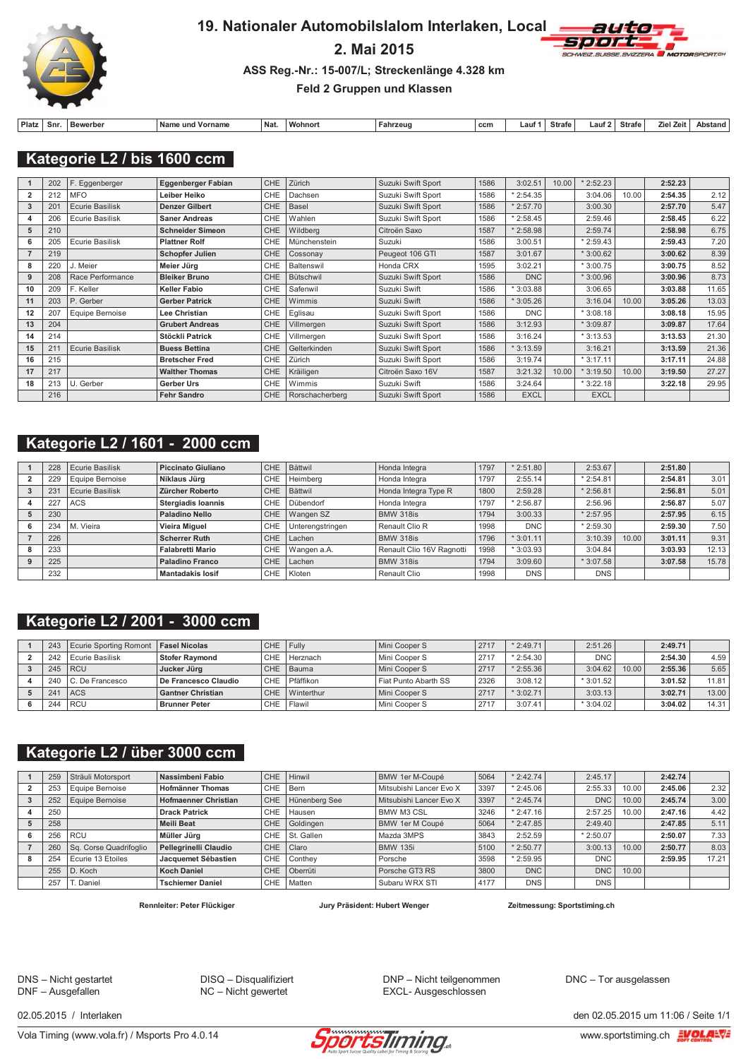# 19. Nationaler Automobilslalom Interlaken, Local

## 2. Mai 2015

### ASS Reg.-Nr.: 15-007/L; Streckenlänge 4.328 km

### Feld 2 Gruppen und Klassen

## Kategorie L2 / bis 1600 ccm

| Platz | Snr. | Bewerber | Name und Vorname | Nat. | Wohnort | Fahrzeug | ccm | Lauf 1 | Strafe | Lauf 2 | Strafe | Ziel Zeit | Abstand |
|---|---|---|---|---|---|---|---|---|---|---|---|---|---|
| 1 | 202 | F. Eggenberger | **Eggenberger Fabian** | CHE | Zürich | Suzuki Swift Sport | 1586 | 3:02.51 | 10.00 | * 2:52.23 | | **2:52.23** | |
| 2 | 212 | MFO | **Leiber Heiko** | CHE | Dachsen | Suzuki Swift Sport | 1586 | * 2:54.35 | | 3:04.06 | 10.00 | **2:54.35** | 2.12 |
| 3 | 201 | Ecurie Basilisk | **Denzer Gilbert** | CHE | Basel | Suzuki Swift Sport | 1586 | * 2:57.70 | | 3:00.30 | | **2:57.70** | 5.47 |
| 4 | 206 | Ecurie Basilisk | **Saner Andreas** | CHE | Wahlen | Suzuki Swift Sport | 1586 | * 2:58.45 | | 2:59.46 | | **2:58.45** | 6.22 |
| 5 | 210 | | **Schneider Simeon** | CHE | Wildberg | Citroën Saxo | 1587 | * 2:58.98 | | 2:59.74 | | **2:58.98** | 6.75 |
| 6 | 205 | Ecurie Basilisk | **Plattner Rolf** | CHE | Münchenstein | Suzuki | 1586 | 3:00.51 | | * 2:59.43 | | **2:59.43** | 7.20 |
| 7 | 219 | | **Schopfer Julien** | CHE | Cossonay | Peugeot 106 GTI | 1587 | 3:01.67 | | * 3:00.62 | | **3:00.62** | 8.39 |
| 8 | 220 | J. Meier | **Meier Jürg** | CHE | Baltenswil | Honda CRX | 1595 | 3:02.21 | | * 3:00.75 | | **3:00.75** | 8.52 |
| 9 | 208 | Race Performance | **Bleiker Bruno** | CHE | Bütschwil | Suzuki Swift Sport | 1586 | DNC | | * 3:00.96 | | **3:00.96** | 8.73 |
| 10 | 209 | F. Keller | **Keller Fabio** | CHE | Safenwil | Suzuki Swift | 1586 | * 3:03.88 | | 3:06.65 | | **3:03.88** | 11.65 |
| 11 | 203 | P. Gerber | **Gerber Patrick** | CHE | Wimmis | Suzuki Swift | 1586 | * 3:05.26 | | 3:16.04 | 10.00 | **3:05.26** | 13.03 |
| 12 | 207 | Equipe Bernoise | **Lee Christian** | CHE | Eglisau | Suzuki Swift Sport | 1586 | DNC | | * 3:08.18 | | **3:08.18** | 15.95 |
| 13 | 204 | | **Grubert Andreas** | CHE | Villmergen | Suzuki Swift Sport | 1586 | 3:12.93 | | * 3:09.87 | | **3:09.87** | 17.64 |
| 14 | 214 | | **Stöckli Patrick** | CHE | Villmergen | Suzuki Swift Sport | 1586 | 3:16.24 | | * 3:13.53 | | **3:13.53** | 21.30 |
| 15 | 211 | Ecurie Basilisk | **Buess Bettina** | CHE | Gelterkinden | Suzuki Swift Sport | 1586 | * 3:13.59 | | 3:16.21 | | **3:13.59** | 21.36 |
| 16 | 215 | | **Bretscher Fred** | CHE | Zürich | Suzuki Swift Sport | 1586 | 3:19.74 | | * 3:17.11 | | **3:17.11** | 24.88 |
| 17 | 217 | | **Walther Thomas** | CHE | Kräiligen | Citroën Saxo 16V | 1587 | 3:21.32 | 10.00 | * 3:19.50 | 10.00 | **3:19.50** | 27.27 |
| 18 | 213 | U. Gerber | **Gerber Urs** | CHE | Wimmis | Suzuki Swift | 1586 | 3:24.64 | | * 3:22.18 | | **3:22.18** | 29.95 |
| | 216 | | **Fehr Sandro** | CHE | Rorschacherberg | Suzuki Swift Sport | 1586 | EXCL | | EXCL | | | |

## Kategorie L2 / 1601 - 2000 ccm

| Platz | Snr. | Bewerber | Name und Vorname | Nat. | Wohnort | Fahrzeug | ccm | Lauf 1 | Strafe | Lauf 2 | Strafe | Ziel Zeit | Abstand |
|---|---|---|---|---|---|---|---|---|---|---|---|---|---|
| 1 | 228 | Ecurie Basilisk | **Piccinato Giuliano** | CHE | Bättwil | Honda Integra | 1797 | * 2:51.80 | | 2:53.67 | | **2:51.80** | |
| 2 | 229 | Equipe Bernoise | **Niklaus Jürg** | CHE | Heimberg | Honda Integra | 1797 | 2:55.14 | | * 2:54.81 | | **2:54.81** | 3.01 |
| 3 | 231 | Ecurie Basilisk | **Zürcher Roberto** | CHE | Bättwil | Honda Integra Type R | 1800 | 2:59.28 | | * 2:56.81 | | **2:56.81** | 5.01 |
| 4 | 227 | ACS | **Stergiadis Ioannis** | CHE | Dübendorf | Honda Integra | 1797 | * 2:56.87 | | 2:56.96 | | **2:56.87** | 5.07 |
| 5 | 230 | | **Paladino Nello** | CHE | Wangen SZ | BMW 318is | 1794 | 3:00.33 | | * 2:57.95 | | **2:57.95** | 6.15 |
| 6 | 234 | M. Vieira | **Vieira Miguel** | CHE | Unterengstringen | Renault Clio R | 1998 | DNC | | * 2:59.30 | | **2:59.30** | 7.50 |
| 7 | 226 | | **Scherrer Ruth** | CHE | Lachen | BMW 318is | 1796 | * 3:01.11 | | 3:10.39 | 10.00 | **3:01.11** | 9.31 |
| 8 | 233 | | **Falabretti Mario** | CHE | Wangen a.A. | Renault Clio 16V Ragnotti | 1998 | * 3:03.93 | | 3:04.84 | | **3:03.93** | 12.13 |
| 9 | 225 | | **Paladino Franco** | CHE | Lachen | BMW 318is | 1794 | 3:09.60 | | * 3:07.58 | | **3:07.58** | 15.78 |
| | 232 | | **Mantadakis Iosif** | CHE | Kloten | Renault Clio | 1998 | DNS | | DNS | | | |

## Kategorie L2 / 2001 - 3000 ccm

| Platz | Snr. | Bewerber | Name und Vorname | Nat. | Wohnort | Fahrzeug | ccm | Lauf 1 | Strafe | Lauf 2 | Strafe | Ziel Zeit | Abstand |
|---|---|---|---|---|---|---|---|---|---|---|---|---|---|
| 1 | 243 | Ecurie Sporting Romont | **Fasel Nicolas** | CHE | Fully | Mini Cooper S | 2717 | * 2:49.71 | | 2:51.26 | | **2:49.71** | |
| 2 | 242 | Ecurie Basilisk | **Stofer Raymond** | CHE | Herznach | Mini Cooper S | 2717 | * 2:54.30 | | DNC | | **2:54.30** | 4.59 |
| 3 | 245 | RCU | **Jucker Jürg** | CHE | Bauma | Mini Cooper S | 2717 | * 2:55.36 | | 3:04.62 | 10.00 | **2:55.36** | 5.65 |
| 4 | 240 | C. De Francesco | **De Francesco Claudio** | CHE | Pfäffikon | Fiat Punto Abarth SS | 2326 | 3:08.12 | | * 3:01.52 | | **3:01.52** | 11.81 |
| 5 | 241 | ACS | **Gantner Christian** | CHE | Winterthur | Mini Cooper S | 2717 | * 3:02.71 | | 3:03.13 | | **3:02.71** | 13.00 |
| 6 | 244 | RCU | **Brunner Peter** | CHE | Flawil | Mini Cooper S | 2717 | 3:07.41 | | * 3:04.02 | | **3:04.02** | 14.31 |

## Kategorie L2 / über 3000 ccm

| Platz | Snr. | Bewerber | Name und Vorname | Nat. | Wohnort | Fahrzeug | ccm | Lauf 1 | Strafe | Lauf 2 | Strafe | Ziel Zeit | Abstand |
|---|---|---|---|---|---|---|---|---|---|---|---|---|---|
| 1 | 259 | Sträuli Motorsport | **Nassimbeni Fabio** | CHE | Hinwil | BMW 1er M-Coupé | 5064 | * 2:42.74 | | 2:45.17 | | **2:42.74** | |
| 2 | 253 | Equipe Bernoise | **Hofmänner Thomas** | CHE | Bern | Mitsubishi Lancer Evo X | 3397 | * 2:45.06 | | 2:55.33 | 10.00 | **2:45.06** | 2.32 |
| 3 | 252 | Equipe Bernoise | **Hofmaenner Christian** | CHE | Hünenberg See | Mitsubishi Lancer Evo X | 3397 | * 2:45.74 | | DNC | 10.00 | **2:45.74** | 3.00 |
| 4 | 250 | | **Drack Patrick** | CHE | Hausen | BMW M3 CSL | 3246 | * 2:47.16 | | 2:57.25 | 10.00 | **2:47.16** | 4.42 |
| 5 | 258 | | **Meili Beat** | CHE | Goldingen | BMW 1er M Coupé | 5064 | * 2:47.85 | | 2:49.40 | | **2:47.85** | 5.11 |
| 6 | 256 | RCU | **Müller Jürg** | CHE | St. Gallen | Mazda 3MPS | 3843 | 2:52.59 | | * 2:50.07 | | **2:50.07** | 7.33 |
| 7 | 260 | Sq. Corse Quadrifoglio | **Pellegrinelli Claudio** | CHE | Claro | BMW 135i | 5100 | * 2:50.77 | | 3:00.13 | 10.00 | **2:50.77** | 8.03 |
| 8 | 254 | Ecurie 13 Etoiles | **Jacquemet Sébastien** | CHE | Conthey | Porsche | 3598 | * 2:59.95 | | DNC | | **2:59.95** | 17.21 |
| | 255 | D. Koch | **Koch Daniel** | CHE | Oberrüti | Porsche GT3 RS | 3800 | DNC | | DNC | 10.00 | | |
| | 257 | T. Daniel | **Tschiemer Daniel** | CHE | Matten | Subaru WRX STI | 4177 | DNS | | DNS | | | |

**Rennleiter: Peter Flückiger** | **Jury Präsident: Hubert Wenger** | **Zeitmessung: Sportstiming.ch**

DNS – Nicht gestartet
DNF – Ausgefallen
DISQ – Disqualifiziert
NC – Nicht gewertet
DNP – Nicht teilgenommen
EXCL- Ausgeschlossen
DNC – Tor ausgelassen

02.05.2015 / Interlaken

den 02.05.2015 um 11:06 / Seite 1/1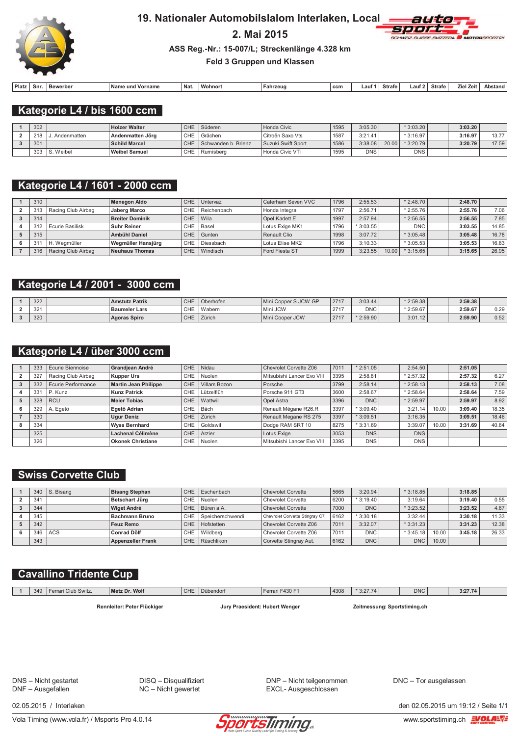# 19. Nationaler Automobilslalom Interlaken, Local

**2. Mai 2015**

**ASS Reg.-Nr.: 15-007/L; Streckenlänge 4.328 km**

**Feld 3 Gruppen und Klassen**

## Kategorie L4 / bis 1600 ccm

| Platz | Snr. | Bewerber | Name und Vorname | Nat. | Wohnort | Fahrzeug | ccm | Lauf 1 | Strafe | Lauf 2 | Strafe | Ziel Zeit | Abstand |
|---|---|---|---|---|---|---|---|---|---|---|---|---|---|
| 1 | 302 | | **Holzer Walter** | CHE | Süderen | Honda Civic | 1595 | 3:05.30 | | * 3:03.20 | | **3:03.20** | |
| 2 | 218 | J. Andenmatten | **Andenmatten Jörg** | CHE | Grächen | Citroën Saxo Vts | 1587 | 3:21.41 | | * 3:16.97 | | **3:16.97** | 13.77 |
| 3 | 301 | | **Schild Marcel** | CHE | Schwanden b. Brienz | Suzuki Swift Sport | 1586 | 3:38.08 | 20.00 | * 3:20.79 | | **3:20.79** | 17.59 |
| | 303 | S. Weibel | **Weibel Samuel** | CHE | Rumisberg | Honda Civic VTi | 1595 | DNS | | DNS | | | |

## Kategorie L4 / 1601 - 2000 ccm

| Platz | Snr. | Bewerber | Name und Vorname | Nat. | Wohnort | Fahrzeug | ccm | Lauf 1 | Strafe | Lauf 2 | Strafe | Ziel Zeit | Abstand |
|---|---|---|---|---|---|---|---|---|---|---|---|---|---|
| 1 | 310 | | **Menegon Aldo** | CHE | Untervaz | Caterham Seven VVC | 1796 | 2:55.53 | | * 2:48.70 | | **2:48.70** | |
| 2 | 313 | Racing Club Airbag | **Jaberg Marco** | CHE | Reichenbach | Honda Integra | 1797 | 2:56.71 | | * 2:55.76 | | **2:55.76** | 7.06 |
| 3 | 314 | | **Breiter Dominik** | CHE | Wila | Opel Kadett E | 1997 | 2:57.94 | | * 2:56.55 | | **2:56.55** | 7.85 |
| 4 | 312 | Ecurie Basilisk | **Suhr Reiner** | CHE | Basel | Lotus Exige MK1 | 1796 | * 3:03.55 | | DNC | | **3:03.55** | 14.85 |
| 5 | 315 | | **Ambühl Daniel** | CHE | Gunten | Renault Clio | 1998 | 3:07.72 | | * 3:05.48 | | **3:05.48** | 16.78 |
| 6 | 311 | H. Wegmüller | **Wegmüller Hansjürg** | CHE | Diessbach | Lotus Elise MK2 | 1796 | 3:10.33 | | * 3:05.53 | | **3:05.53** | 16.83 |
| 7 | 316 | Racing Club Airbag | **Neuhaus Thomas** | CHE | Windisch | Ford Fiesta ST | 1999 | 3:23.55 | 10.00 | * 3:15.65 | | **3:15.65** | 26.95 |

## Kategorie L4 / 2001 - 3000 ccm

| Platz | Snr. | Bewerber | Name und Vorname | Nat. | Wohnort | Fahrzeug | ccm | Lauf 1 | Strafe | Lauf 2 | Strafe | Ziel Zeit | Abstand |
|---|---|---|---|---|---|---|---|---|---|---|---|---|---|
| 1 | 322 | | **Amstutz Patrik** | CHE | Oberhofen | Mini Copper S JCW GP | 2717 | 3:03.44 | | * 2:59.38 | | **2:59.38** | |
| 2 | 321 | | **Baumeler Lars** | CHE | Wabern | Mini JCW | 2717 | DNC | | * 2:59.67 | | **2:59.67** | 0.29 |
| 3 | 320 | | **Agoras Spiro** | CHE | Zürich | Mini Cooper JCW | 2717 | * 2:59.90 | | 3:01.12 | | **2:59.90** | 0.52 |

## Kategorie L4 / über 3000 ccm

| Platz | Snr. | Bewerber | Name und Vorname | Nat. | Wohnort | Fahrzeug | ccm | Lauf 1 | Strafe | Lauf 2 | Strafe | Ziel Zeit | Abstand |
|---|---|---|---|---|---|---|---|---|---|---|---|---|---|
| 1 | 333 | Ecurie Biennoise | **Grandjean André** | CHE | Nidau | Chevrolet Corvette Z06 | 7011 | * 2:51.05 | | 2:54.50 | | **2:51.05** | |
| 2 | 327 | Racing Club Airbag | **Kupper Urs** | CHE | Nuolen | Mitsubishi Lancer Evo VIII | 3395 | 2:58.81 | | * 2:57.32 | | **2:57.32** | 6.27 |
| 3 | 332 | Ecurie Performance | **Martin Jean Philippe** | CHE | Villars Bozon | Porsche | 3799 | 2:58.14 | | * 2:58.13 | | **2:58.13** | 7.08 |
| 4 | 331 | P. Kunz | **Kunz Patrick** | CHE | Lützelflüh | Porsche 911 GT3 | 3600 | 2:58.67 | | * 2:58.64 | | **2:58.64** | 7.59 |
| 5 | 328 | RCU | **Meier Tobias** | CHE | Wattwil | Opel Astra | 3396 | DNC | | * 2:59.97 | | **2:59.97** | 8.92 |
| 6 | 329 | A. Egetö | **Egetö Adrian** | CHE | Bäch | Renault Mégane R26.R | 3397 | * 3:09.40 | | 3:21.14 | 10.00 | **3:09.40** | 18.35 |
| 7 | 330 | | **Ugur Deniz** | CHE | Zürich | Renault Megane RS 275 | 3397 | * 3:09.51 | | 3:16.35 | | **3:09.51** | 18.46 |
| 8 | 334 | | **Wyss Bernhard** | CHE | Goldswil | Dodge RAM SRT 10 | 8275 | * 3:31.69 | | 3:39.07 | 10.00 | **3:31.69** | 40.64 |
| | 325 | | **Lachenal Célimène** | CHE | Arzier | Lotus Exige | 3053 | DNS | | DNS | | | |
| | 326 | | **Okonek Christiane** | CHE | Nuolen | Mitsubishi Lancer Evo VIII | 3395 | DNS | | DNS | | | |

## Swiss Corvette Club

| Platz | Snr. | Bewerber | Name und Vorname | Nat. | Wohnort | Fahrzeug | ccm | Lauf 1 | Strafe | Lauf 2 | Strafe | Ziel Zeit | Abstand |
|---|---|---|---|---|---|---|---|---|---|---|---|---|---|
| 1 | 340 | S. Bisang | **Bisang Stephan** | CHE | Eschenbach | Chevrolet Corvette | 5665 | 3:20.94 | | * 3:18.85 | | **3:18.85** | |
| 2 | 341 | | **Betschart Jürg** | CHE | Nuolen | Chevrolet Corvette | 6200 | * 3:19.40 | | 3:19.64 | | **3:19.40** | 0.55 |
| 3 | 344 | | **Wiget André** | CHE | Büren a.A. | Chevrolet Corvette | 7000 | DNC | | * 3:23.52 | | **3:23.52** | 4.67 |
| 4 | 345 | | **Bachmann Bruno** | CHE | Speicherschwendi | Chevrolet Corvette Stingray C7 | 6162 | * 3:30.18 | | 3:32.44 | | **3:30.18** | 11.33 |
| 5 | 342 | | **Feuz Remo** | CHE | Hofstetten | Chevrolet Corvette Z06 | 7011 | 3:32.07 | | * 3:31.23 | | **3:31.23** | 12.38 |
| 6 | 346 | ACS | **Conrad Dölf** | CHE | Wildberg | Chevrolet Corvette Z06 | 7011 | DNC | | * 3:45.18 | 10.00 | **3:45.18** | 26.33 |
| | 343 | | **Appenzeller Frank** | CHE | Rüschlikon | Corvette Stingray Aut. | 6162 | DNC | | DNC | 10.00 | | |

## Cavallino Tridente Cup

| Platz | Snr. | Bewerber | Name und Vorname | Nat. | Wohnort | Fahrzeug | ccm | Lauf 1 | Strafe | Lauf 2 | Strafe | Ziel Zeit | Abstand |
|---|---|---|---|---|---|---|---|---|---|---|---|---|---|
| 1 | 349 | Ferrari Club Switz. | **Metz Dr. Wolf** | CHE | Dübendorf | Ferrari F430 F1 | 4308 | * 3:27.74 | | DNC | | **3:27.74** | |

**Rennleiter: Peter Flückiger** | **Jury Praesident: Hubert Wenger** | **Zeitmessung: Sportstiming.ch**

DNS – Nicht gestartet
DNF – Ausgefallen
DISQ – Disqualifiziert
NC – Nicht gewertet
DNP – Nicht teilgenommen
EXCL- Ausgeschlossen
DNC – Tor ausgelassen

02.05.2015 / Interlaken — den 02.05.2015 um 19:12 / Seite 1/1

Vola Timing (www.vola.fr) / Msports Pro 4.0.14 — www.sportstiming.ch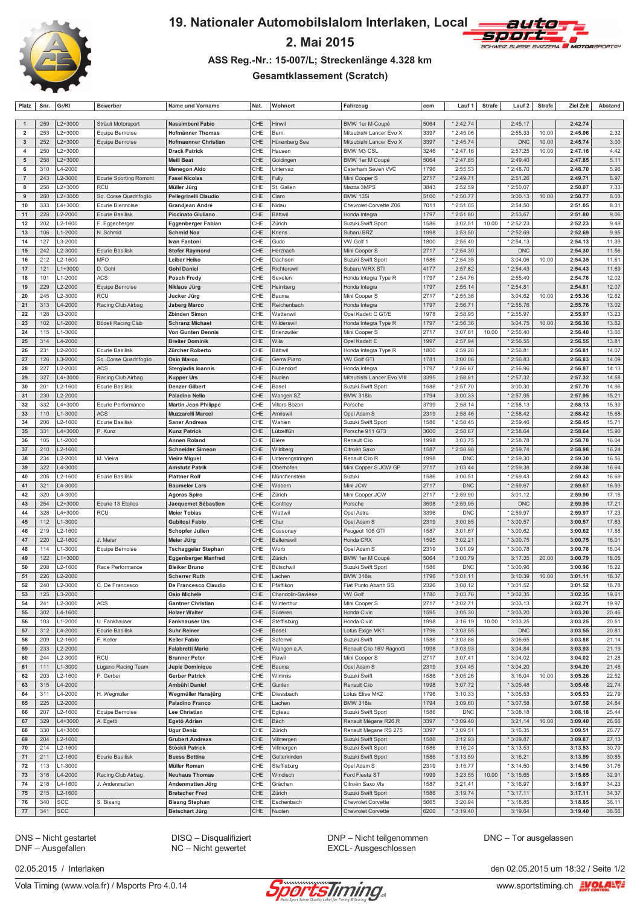# 19. Nationaler Automobilslalom Interlaken, Local

## 2. Mai 2015

### ASS Reg.-Nr.: 15-007/L; Streckenlänge 4.328 km

### Gesamtklassement (Scratch)

| Platz | Snr. | Gr/Kl | Bewerber | Name und Vorname | Nat. | Wohnort | Fahrzeug | ccm | Lauf 1 | Strafe | Lauf 2 | Strafe | Ziel Zeit | Abstand |
|---|---|---|---|---|---|---|---|---|---|---|---|---|---|---|
| 1 | 259 | L2+3000 | Sträuli Motorsport | Nassimbeni Fabio | CHE | Hinwil | BMW 1er M-Coupé | 5064 | * 2:42.74 | | 2:45.17 | | 2:42.74 | |
| 2 | 253 | L2+3000 | Equipe Bernoise | Hofmänner Thomas | CHE | Bern | Mitsubishi Lancer Evo X | 3397 | * 2:45.06 | | 2:55.33 | 10.00 | 2:45.06 | 2.32 |
| 3 | 252 | L2+3000 | Equipe Bernoise | Hofmaenner Christian | CHE | Hünenberg See | Mitsubishi Lancer Evo X | 3397 | * 2:45.74 | | DNC | 10.00 | 2:45.74 | 3.00 |
| 4 | 250 | L2+3000 | | Drack Patrick | CHE | Hausen | BMW M3 CSL | 3246 | * 2:47.16 | | 2:57.25 | 10.00 | 2:47.16 | 4.42 |
| 5 | 258 | L2+3000 | | Meili Beat | CHE | Goldingen | BMW 1er M Coupé | 5064 | * 2:47.85 | | 2:49.40 | | 2:47.85 | 5.11 |
| 6 | 310 | L4-2000 | | Menegon Aldo | CHE | Untervaz | Caterham Seven VVC | 1796 | 2:55.53 | | * 2:48.70 | | 2:48.70 | 5.96 |
| 7 | 243 | L2-3000 | Ecurie Sporting Romont | Fasel Nicolas | CHE | Fully | Mini Cooper S | 2717 | * 2:49.71 | | 2:51.26 | | 2:49.71 | 6.97 |
| 8 | 256 | L2+3000 | RCU | Müller Jürg | CHE | St. Gallen | Mazda 3MPS | 3843 | 2:52.59 | | * 2:50.07 | | 2:50.07 | 7.33 |
| 9 | 260 | L2+3000 | Sq. Corse Quadrifoglio | Pellegrinelli Claudio | CHE | Claro | BMW 135i | 5100 | * 2:50.77 | | 3:00.13 | 10.00 | 2:50.77 | 8.03 |
| 10 | 333 | L4+3000 | Ecurie Biennoise | Grandjean André | CHE | Nidau | Chevrolet Corvette Z06 | 7011 | * 2:51.05 | | 2:54.50 | | 2:51.05 | 8.31 |
| 11 | 228 | L2-2000 | Ecurie Basilisk | Piccinato Giuliano | CHE | Bättwil | Honda Integra | 1797 | * 2:51.80 | | 2:53.67 | | 2:51.80 | 9.06 |
| 12 | 202 | L2-1600 | F. Eggenberger | Eggenberger Fabian | CHE | Zürich | Suzuki Swift Sport | 1586 | 3:02.51 | 10.00 | * 2:52.23 | | 2:52.23 | 9.49 |
| 13 | 106 | L1-2000 | N. Schmid | Schmid Noa | CHE | Kriens | Subaru BRZ | 1998 | 2:53.50 | | * 2:52.69 | | 2:52.69 | 9.95 |
| 14 | 127 | L3-2000 | | Ivan Fantoni | CHE | Gudo | VW Golf 1 | 1800 | 2:55.40 | | * 2:54.13 | | 2:54.13 | 11.39 |
| 15 | 242 | L2-3000 | Ecurie Basilisk | Stofer Raymond | CHE | Herznach | Mini Cooper S | 2717 | * 2:54.30 | | DNC | | 2:54.30 | 11.56 |
| 16 | 212 | L2-1600 | MFO | Leiber Heiko | CHE | Dachsen | Suzuki Swift Sport | 1586 | * 2:54.35 | | 3:04.06 | 10.00 | 2:54.35 | 11.61 |
| 17 | 121 | L1+3000 | D. Gohl | Gohl Daniel | CHE | Richterswil | Subaru WRX STI | 4177 | 2:57.82 | | * 2:54.43 | | 2:54.43 | 11.69 |
| 18 | 101 | L1-2000 | ACS | Posch Fredy | CHE | Sevelen | Honda Integra Type R | 1797 | * 2:54.76 | | 2:55.49 | | 2:54.76 | 12.02 |
| 19 | 229 | L2-2000 | Equipe Bernoise | Niklaus Jürg | CHE | Heimberg | Honda Integra | 1797 | 2:55.14 | | * 2:54.81 | | 2:54.81 | 12.07 |
| 20 | 245 | L2-3000 | RCU | Jucker Jürg | CHE | Bauma | Mini Cooper S | 2717 | * 2:55.36 | | 3:04.62 | 10.00 | 2:55.36 | 12.62 |
| 21 | 313 | L4-2000 | Racing Club Airbag | Jaberg Marco | CHE | Reichenbach | Honda Integra | 1797 | 2:56.71 | | * 2:55.76 | | 2:55.76 | 13.02 |
| 22 | 128 | L3-2000 | | Zbinden Simon | CHE | Wattenwil | Opel Kadett C GT/E | 1978 | 2:58.95 | | * 2:55.97 | | 2:55.97 | 13.23 |
| 23 | 102 | L1-2000 | Bödeli Racing Club | Schranz Michael | CHE | Wilderswil | Honda Integra Type R | 1797 | * 2:56.36 | | 3:04.75 | 10.00 | 2:56.36 | 13.62 |
| 24 | 115 | L1-3000 | | Von Gunten Dennis | CHE | Brienzwiler | Mini Cooper S | 2717 | 3:07.61 | 10.00 | * 2:56.40 | | 2:56.40 | 13.66 |
| 25 | 314 | L4-2000 | | Breiter Dominik | CHE | Wila | Opel Kadett E | 1997 | 2:57.94 | | * 2:56.55 | | 2:56.55 | 13.81 |
| 26 | 231 | L2-2000 | Ecurie Basilisk | Zürcher Roberto | CHE | Bättwil | Honda Integra Type R | 1800 | 2:59.28 | | * 2:56.81 | | 2:56.81 | 14.07 |
| 27 | 126 | L3-2000 | Sq. Corse Quadrifoglio | Osio Marco | CHE | Gerra Piano | VW Golf GTI | 1781 | 3:00.06 | | * 2:56.83 | | 2:56.83 | 14.09 |
| 28 | 227 | L2-2000 | ACS | Stergiadis Ioannis | CHE | Dübendorf | Honda Integra | 1797 | * 2:56.87 | | 2:56.96 | | 2:56.87 | 14.13 |
| 29 | 327 | L4+3000 | Racing Club Airbag | Kupper Urs | CHE | Nuolen | Mitsubishi Lancer Evo VIII | 3395 | 2:58.81 | | * 2:57.32 | | 2:57.32 | 14.58 |
| 30 | 201 | L2-1600 | Ecurie Basilisk | Denzer Gilbert | CHE | Basel | Suzuki Swift Sport | 1586 | * 2:57.70 | | 3:00.30 | | 2:57.70 | 14.96 |
| 31 | 230 | L2-2000 | | Paladino Nello | CHE | Wangen SZ | BMW 318is | 1794 | 3:00.33 | | * 2:57.95 | | 2:57.95 | 15.21 |
| 32 | 332 | L4+3000 | Ecurie Performance | Martin Jean Philippe | CHE | Villars Bozon | Porsche | 3799 | 2:58.14 | | * 2:58.13 | | 2:58.13 | 15.39 |
| 33 | 110 | L1-3000 | ACS | Muzzarelli Marcel | CHE | Amriswil | Opel Adam S | 2319 | 2:58.46 | | * 2:58.42 | | 2:58.42 | 15.68 |
| 34 | 206 | L2-1600 | Ecurie Basilisk | Saner Andreas | CHE | Wahlen | Suzuki Swift Sport | 1586 | * 2:58.45 | | 2:59.46 | | 2:58.45 | 15.71 |
| 35 | 331 | L4+3000 | P. Kunz | Kunz Patrick | CHE | Lützelflüh | Porsche 911 GT3 | 3600 | 2:58.67 | | * 2:58.64 | | 2:58.64 | 15.90 |
| 36 | 105 | L1-2000 | | Annen Roland | CHE | Bière | Renault Clio | 1998 | 3:03.75 | | * 2:58.78 | | 2:58.78 | 16.04 |
| 37 | 210 | L2-1600 | | Schneider Simeon | CHE | Wildberg | Citroën Saxo | 1587 | * 2:58.98 | | 2:59.74 | | 2:58.98 | 16.24 |
| 38 | 234 | L2-2000 | M. Vieira | Vieira Miguel | CHE | Unterengstringen | Renault Clio R | 1998 | DNC | | * 2:59.30 | | 2:59.30 | 16.56 |
| 39 | 322 | L4-3000 | | Amstutz Patrik | CHE | Oberhofen | Mini Copper S JCW GP | 2717 | 3:03.44 | | * 2:59.38 | | 2:59.38 | 16.64 |
| 40 | 205 | L2-1600 | Ecurie Basilisk | Plattner Rolf | CHE | Münchenstein | Suzuki | 1586 | 3:00.51 | | * 2:59.43 | | 2:59.43 | 16.69 |
| 41 | 321 | L4-3000 | | Baumeler Lars | CHE | Wabern | Mini JCW | 2717 | DNC | | * 2:59.67 | | 2:59.67 | 16.93 |
| 42 | 320 | L4-3000 | | Agoras Spiro | CHE | Zürich | Mini Cooper JCW | 2717 | * 2:59.90 | | 3:01.12 | | 2:59.90 | 17.16 |
| 43 | 254 | L2+3000 | Ecurie 13 Etoiles | Jacquemet Sébastien | CHE | Conthey | Porsche | 3598 | * 2:59.95 | | DNC | | 2:59.95 | 17.21 |
| 44 | 328 | L4+3000 | RCU | Meier Tobias | CHE | Wattwil | Opel Astra | 3396 | DNC | | * 2:59.97 | | 2:59.97 | 17.23 |
| 45 | 112 | L1-3000 | | Gubitosi Fabio | CHE | Chur | Opel Adam S | 2319 | 3:00.85 | | * 3:00.57 | | 3:00.57 | 17.83 |
| 46 | 219 | L2-1600 | | Schopfer Julien | CHE | Cossonay | Peugeot 106 GTI | 1587 | 3:01.67 | | * 3:00.62 | | 3:00.62 | 17.88 |
| 47 | 220 | L2-1600 | J. Meier | Meier Jürg | CHE | Baltenswil | Honda CRX | 1595 | 3:02.21 | | * 3:00.75 | | 3:00.75 | 18.01 |
| 48 | 114 | L1-3000 | Equipe Bernoise | Tschaggelar Stephan | CHE | Worb | Opel Adam S | 2319 | 3:01.09 | | * 3:00.78 | | 3:00.78 | 18.04 |
| 49 | 122 | L1+3000 | | Eggenberger Manfred | CHE | Zürich | BMW 1er M Coupé | 5064 | * 3:00.79 | | 3:17.35 | 20.00 | 3:00.79 | 18.05 |
| 50 | 208 | L2-1600 | Race Performance | Bleiker Bruno | CHE | Bütschwil | Suzuki Swift Sport | 1586 | DNC | | * 3:00.96 | | 3:00.96 | 18.22 |
| 51 | 226 | L2-2000 | | Scherrer Ruth | CHE | Lachen | BMW 318is | 1796 | * 3:01.11 | | 3:10.39 | 10.00 | 3:01.11 | 18.37 |
| 52 | 240 | L2-3000 | C. De Francesco | De Francesco Claudio | CHE | Pfäffikon | Fiat Punto Abarth SS | 2326 | 3:08.12 | | * 3:01.52 | | 3:01.52 | 18.78 |
| 53 | 125 | L3-2000 | | Osio Michele | CHE | Chandolin-Savièse | VW Golf | 1780 | 3:03.76 | | * 3:02.35 | | 3:02.35 | 19.61 |
| 54 | 241 | L2-3000 | ACS | Gantner Christian | CHE | Winterthur | Mini Cooper S | 2717 | * 3:02.71 | | 3:03.13 | | 3:02.71 | 19.97 |
| 55 | 302 | L4-1600 | | Holzer Walter | CHE | Süderen | Honda Civic | 1595 | 3:05.30 | | * 3:03.20 | | 3:03.20 | 20.46 |
| 56 | 103 | L1-2000 | U. Fankhauser | Fankhauser Urs | CHE | Steffisburg | Honda Civic | 1998 | 3:16.19 | 10.00 | * 3:03.25 | | 3:03.25 | 20.51 |
| 57 | 312 | L4-2000 | Ecurie Basilisk | Suhr Reiner | CHE | Basel | Lotus Exige MK1 | 1796 | * 3:03.55 | | DNC | | 3:03.55 | 20.81 |
| 58 | 209 | L2-1600 | F. Keller | Keller Fabio | CHE | Safenwil | Suzuki Swift | 1586 | * 3:03.88 | | 3:06.65 | | 3:03.88 | 21.14 |
| 59 | 233 | L2-2000 | | Falabretti Mario | CHE | Wangen a.A. | Renault Clio 16V Ragnotti | 1998 | * 3:03.93 | | 3:04.84 | | 3:03.93 | 21.19 |
| 60 | 244 | L2-3000 | RCU | Brunner Peter | CHE | Flawil | Mini Cooper S | 2717 | 3:07.41 | | * 3:04.02 | | 3:04.02 | 21.28 |
| 61 | 111 | L1-3000 | Lugano Racing Team | Juple Dominique | CHE | Bauma | Opel Adam S | 2319 | 3:04.45 | | * 3:04.20 | | 3:04.20 | 21.46 |
| 62 | 203 | L2-1600 | P. Gerber | Gerber Patrick | CHE | Wimmis | Suzuki Swift | 1586 | * 3:05.26 | | 3:16.04 | 10.00 | 3:05.26 | 22.52 |
| 63 | 315 | L4-2000 | | Ambühl Daniel | CHE | Gunten | Renault Clio | 1998 | 3:07.72 | | * 3:05.48 | | 3:05.48 | 22.74 |
| 64 | 311 | L4-2000 | H. Wegmüller | Wegmüller Hansjürg | CHE | Diessbach | Lotus Elise MK2 | 1796 | 3:10.33 | | * 3:05.53 | | 3:05.53 | 22.79 |
| 65 | 225 | L2-2000 | | Paladino Franco | CHE | Lachen | BMW 318is | 1794 | 3:09.60 | | * 3:07.58 | | 3:07.58 | 24.84 |
| 66 | 207 | L2-1600 | Equipe Bernoise | Lee Christian | CHE | Eglisau | Suzuki Swift Sport | 1586 | DNC | | * 3:08.18 | | 3:08.18 | 25.44 |
| 67 | 329 | L4+3000 | A. Egetö | Egetö Adrian | CHE | Bäch | Renault Mégane R26.R | 3397 | * 3:09.40 | | 3:21.14 | 10.00 | 3:09.40 | 26.66 |
| 68 | 330 | L4+3000 | | Ugur Deniz | CHE | Zürich | Renault Megane RS 275 | 3397 | * 3:09.51 | | 3:16.35 | | 3:09.51 | 26.77 |
| 69 | 204 | L2-1600 | | Grubert Andreas | CHE | Villmergen | Suzuki Swift Sport | 1586 | 3:12.93 | | * 3:09.87 | | 3:09.87 | 27.13 |
| 70 | 214 | L2-1600 | | Stöckli Patrick | CHE | Villmergen | Suzuki Swift Sport | 1586 | 3:16.24 | | * 3:13.53 | | 3:13.53 | 30.79 |
| 71 | 211 | L2-1600 | Ecurie Basilisk | Buess Bettina | CHE | Gelterkinden | Suzuki Swift Sport | 1586 | * 3:13.59 | | 3:16.21 | | 3:13.59 | 30.85 |
| 72 | 113 | L1-3000 | | Müller Roman | CHE | Steffisburg | Opel Adam S | 2319 | 3:15.77 | | * 3:14.50 | | 3:14.50 | 31.76 |
| 73 | 316 | L4-2000 | Racing Club Airbag | Neuhaus Thomas | CHE | Windisch | Ford Fiesta ST | 1999 | 3:23.55 | 10.00 | * 3:15.65 | | 3:15.65 | 32.91 |
| 74 | 218 | L4-1600 | J. Andenmatten | Andenmatten Jörg | CHE | Grächen | Citroën Saxo Vts | 1587 | 3:21.41 | | * 3:16.97 | | 3:16.97 | 34.23 |
| 75 | 215 | L2-1600 | | Bretscher Fred | CHE | Zürich | Suzuki Swift Sport | 1586 | 3:19.74 | | * 3:17.11 | | 3:17.11 | 34.37 |
| 76 | 340 | SCC | S. Bisang | Bisang Stephan | CHE | Eschenbach | Chevrolet Corvette | 5665 | 3:20.94 | | * 3:18.85 | | 3:18.85 | 36.11 |
| 77 | 341 | SCC | | Betschart Jürg | CHE | Nuolen | Chevrolet Corvette | 6200 | * 3:19.40 | | 3:19.64 | | 3:19.40 | 36.66 |

DNS – Nicht gestartet
DNF – Ausgefallen

DISQ – Disqualifiziert
NC – Nicht gewertet

DNP – Nicht teilgenommen
EXCL- Ausgeschlossen

DNC – Tor ausgelassen

02.05.2015 / Interlaken

den 02.05.2015 um 18:32 / Seite 1/2

Vola Timing (www.vola.fr) / Msports Pro 4.0.14

www.sportstiming.ch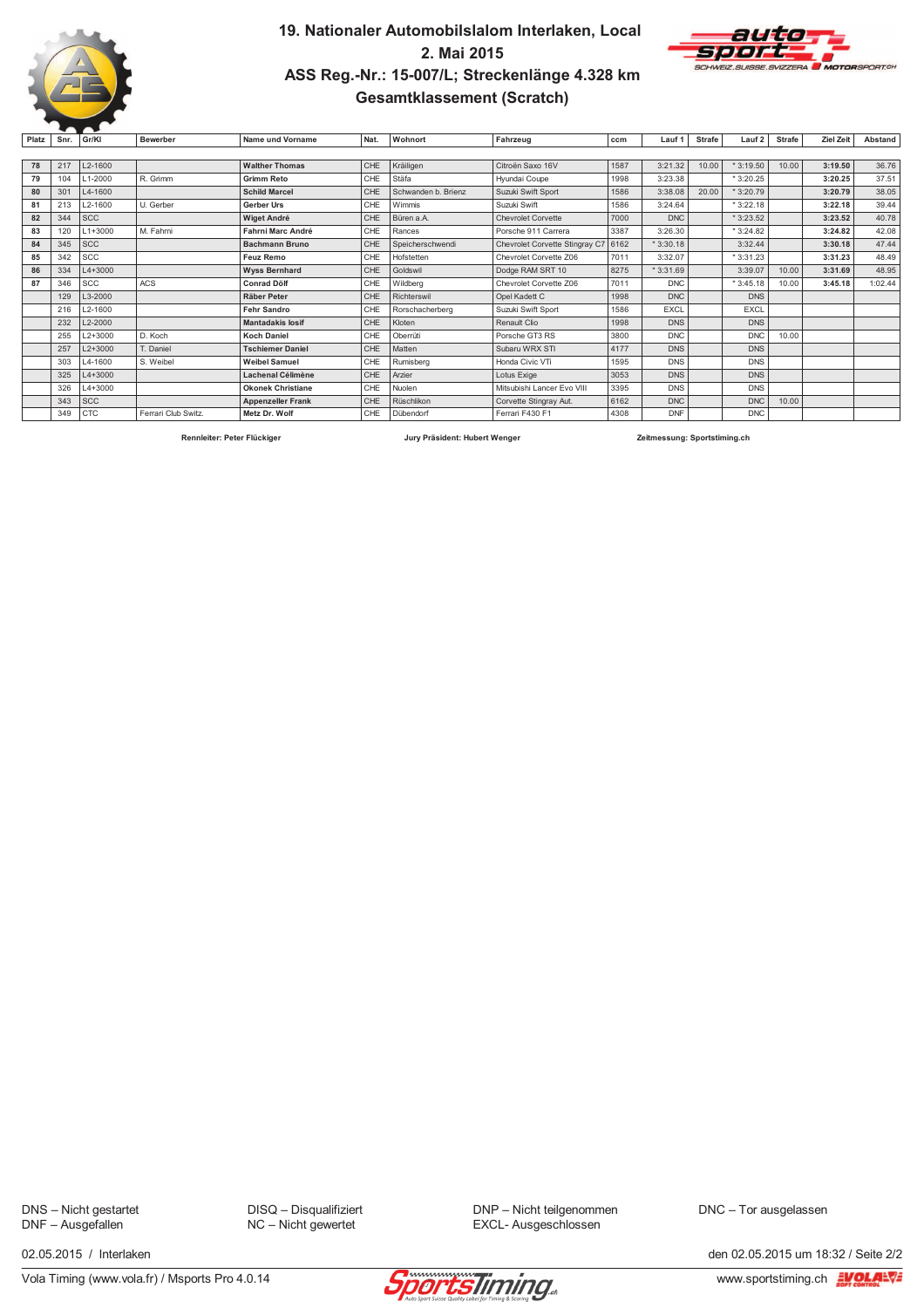# 19. Nationaler Automobilslalom Interlaken, Local

## 2. Mai 2015

## ASS Reg.-Nr.: 15-007/L; Streckenlänge 4.328 km

## Gesamtklassement (Scratch)

| Platz | Snr. | Gr/Kl | Bewerber | Name und Vorname | Nat. | Wohnort | Fahrzeug | ccm | Lauf 1 | Strafe | Lauf 2 | Strafe | Ziel Zeit | Abstand |
|---|---|---|---|---|---|---|---|---|---|---|---|---|---|---|
| 78 | 217 | L2-1600 | | **Walther Thomas** | CHE | Kräiligen | Citroën Saxo 16V | 1587 | 3:21.32 | 10.00 | * 3:19.50 | 10.00 | **3:19.50** | 36.76 |
| 79 | 104 | L1-2000 | R. Grimm | **Grimm Reto** | CHE | Stäfa | Hyundai Coupe | 1998 | 3:23.38 | | * 3:20.25 | | **3:20.25** | 37.51 |
| 80 | 301 | L4-1600 | | **Schild Marcel** | CHE | Schwanden b. Brienz | Suzuki Swift Sport | 1586 | 3:38.08 | 20.00 | * 3:20.79 | | **3:20.79** | 38.05 |
| 81 | 213 | L2-1600 | U. Gerber | **Gerber Urs** | CHE | Wimmis | Suzuki Swift | 1586 | 3:24.64 | | * 3:22.18 | | **3:22.18** | 39.44 |
| 82 | 344 | SCC | | **Wiget André** | CHE | Büren a.A. | Chevrolet Corvette | 7000 | DNC | | * 3:23.52 | | **3:23.52** | 40.78 |
| 83 | 120 | L1+3000 | M. Fahrni | **Fahrni Marc André** | CHE | Rances | Porsche 911 Carrera | 3387 | 3:26.30 | | * 3:24.82 | | **3:24.82** | 42.08 |
| 84 | 345 | SCC | | **Bachmann Bruno** | CHE | Speicherschwendi | Chevrolet Corvette Stingray C7 | 6162 | * 3:30.18 | | 3:32.44 | | **3:30.18** | 47.44 |
| 85 | 342 | SCC | | **Feuz Remo** | CHE | Hofstetten | Chevrolet Corvette Z06 | 7011 | 3:32.07 | | * 3:31.23 | | **3:31.23** | 48.49 |
| 86 | 334 | L4+3000 | | **Wyss Bernhard** | CHE | Goldswil | Dodge RAM SRT 10 | 8275 | * 3:31.69 | | 3:39.07 | 10.00 | **3:31.69** | 48.95 |
| 87 | 346 | SCC | ACS | **Conrad Dölf** | CHE | Wildberg | Chevrolet Corvette Z06 | 7011 | DNC | | * 3:45.18 | 10.00 | **3:45.18** | 1:02.44 |
| | 129 | L3-2000 | | **Räber Peter** | CHE | Richterswil | Opel Kadett C | 1998 | DNC | | DNS | | | |
| | 216 | L2-1600 | | **Fehr Sandro** | CHE | Rorschacherberg | Suzuki Swift Sport | 1586 | EXCL | | EXCL | | | |
| | 232 | L2-2000 | | **Mantadakis Iosif** | CHE | Kloten | Renault Clio | 1998 | DNS | | DNS | | | |
| | 255 | L2+3000 | D. Koch | **Koch Daniel** | CHE | Oberrüti | Porsche GT3 RS | 3800 | DNC | | DNC | 10.00 | | |
| | 257 | L2+3000 | T. Daniel | **Tschiemer Daniel** | CHE | Matten | Subaru WRX STI | 4177 | DNS | | DNS | | | |
| | 303 | L4-1600 | S. Weibel | **Weibel Samuel** | CHE | Rumisberg | Honda Civic VTi | 1595 | DNS | | DNS | | | |
| | 325 | L4+3000 | | **Lachenal Célimène** | CHE | Arzier | Lotus Exige | 3053 | DNS | | DNS | | | |
| | 326 | L4+3000 | | **Okonek Christiane** | CHE | Nuolen | Mitsubishi Lancer Evo VIII | 3395 | DNS | | DNS | | | |
| | 343 | SCC | | **Appenzeller Frank** | CHE | Rüschlikon | Corvette Stingray Aut. | 6162 | DNC | | DNC | 10.00 | | |
| | 349 | CTC | Ferrari Club Switz. | **Metz Dr. Wolf** | CHE | Dübendorf | Ferrari F430 F1 | 4308 | DNF | | DNC | | | |

**Rennleiter: Peter Flückiger** **Jury Präsident: Hubert Wenger** **Zeitmessung: Sportstiming.ch**

DNS – Nicht gestartet
DNF – Ausgefallen
DISQ – Disqualifiziert
NC – Nicht gewertet
DNP – Nicht teilgenommen
EXCL- Ausgeschlossen
DNC – Tor ausgelassen

02.05.2015 / Interlaken den 02.05.2015 um 18:32 / Seite 2/2

Vola Timing (www.vola.fr) / Msports Pro 4.0.14 www.sportstiming.ch